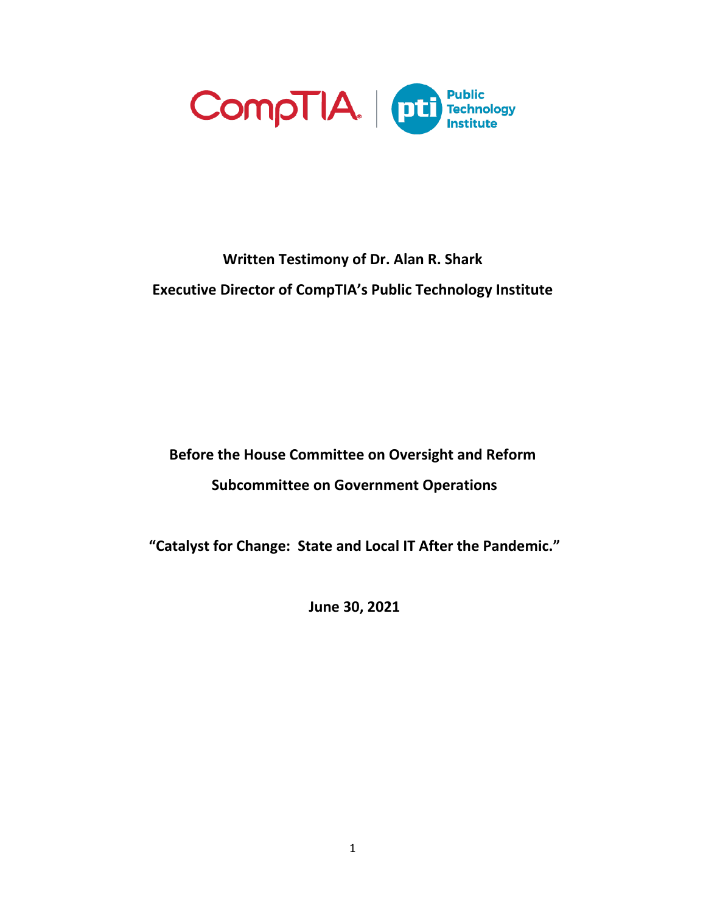**Written Testimony of Dr. Alan R. Shark**

**Executive Director of CompTIA's Public Technology Institute**

**Before the House Committee on Oversight and Reform**

**Subcommittee on Government Operations**

**"Catalyst for Change: State and Local IT After the Pandemic."**

**June 30, 2021**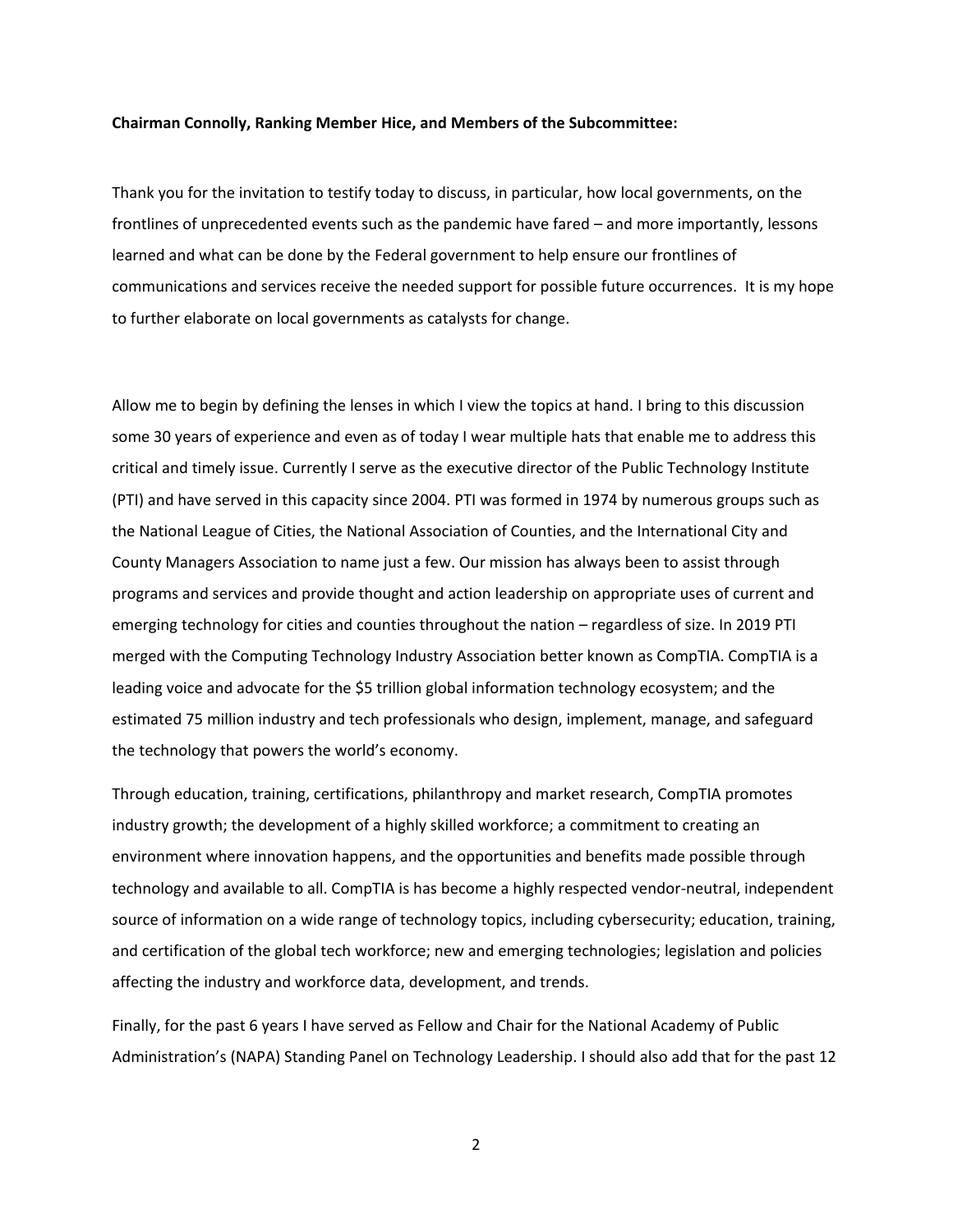**Chairman Connolly, Ranking Member Hice, and Members of the Subcommittee:**

Thank you for the invitation to testify today to discuss, in particular, how local governments, on the frontlines of unprecedented events such as the pandemic have fared – and more importantly, lessons learned and what can be done by the Federal government to help ensure our frontlines of communications and services receive the needed support for possible future occurrences. It is my hope to further elaborate on local governments as catalysts for change.

Allow me to begin by defining the lenses in which I view the topics at hand. I bring to this discussion some 30 years of experience and even as of today I wear multiple hats that enable me to address this critical and timely issue. Currently I serve as the executive director of the Public Technology Institute (PTI) and have served in this capacity since 2004. PTI was formed in 1974 by numerous groups such as the National League of Cities, the National Association of Counties, and the International City and County Managers Association to name just a few. Our mission has always been to assist through programs and services and provide thought and action leadership on appropriate uses of current and emerging technology for cities and counties throughout the nation – regardless of size. In 2019 PTI merged with the Computing Technology Industry Association better known as CompTIA. CompTIA is a leading voice and advocate for the $5 trillion global information technology ecosystem; and the estimated 75 million industry and tech professionals who design, implement, manage, and safeguard the technology that powers the world's economy.

Through education, training, certifications, philanthropy and market research, CompTIA promotes industry growth; the development of a highly skilled workforce; a commitment to creating an environment where innovation happens, and the opportunities and benefits made possible through technology and available to all. CompTIA is has become a highly respected vendor-neutral, independent source of information on a wide range of technology topics, including cybersecurity; education, training, and certification of the global tech workforce; new and emerging technologies; legislation and policies affecting the industry and workforce data, development, and trends.

Finally, for the past 6 years I have served as Fellow and Chair for the National Academy of Public Administration's (NAPA) Standing Panel on Technology Leadership. I should also add that for the past 12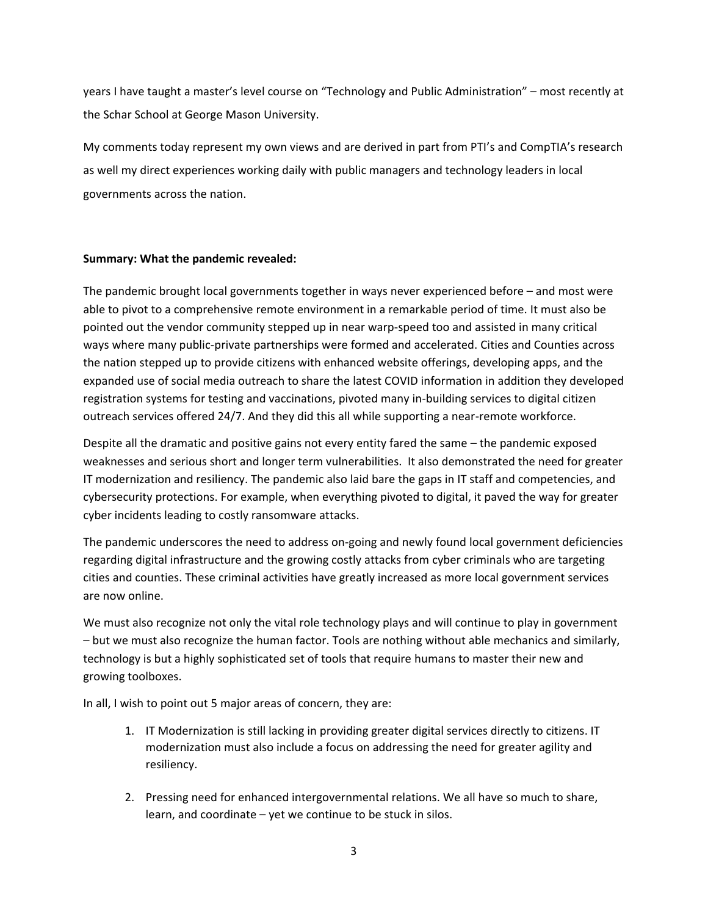years I have taught a master's level course on "Technology and Public Administration" – most recently at the Schar School at George Mason University.

My comments today represent my own views and are derived in part from PTI's and CompTIA's research as well my direct experiences working daily with public managers and technology leaders in local governments across the nation.

**Summary: What the pandemic revealed:**

The pandemic brought local governments together in ways never experienced before – and most were able to pivot to a comprehensive remote environment in a remarkable period of time. It must also be pointed out the vendor community stepped up in near warp-speed too and assisted in many critical ways where many public-private partnerships were formed and accelerated. Cities and Counties across the nation stepped up to provide citizens with enhanced website offerings, developing apps, and the expanded use of social media outreach to share the latest COVID information in addition they developed registration systems for testing and vaccinations, pivoted many in-building services to digital citizen outreach services offered 24/7. And they did this all while supporting a near-remote workforce.

Despite all the dramatic and positive gains not every entity fared the same – the pandemic exposed weaknesses and serious short and longer term vulnerabilities. It also demonstrated the need for greater IT modernization and resiliency. The pandemic also laid bare the gaps in IT staff and competencies, and cybersecurity protections. For example, when everything pivoted to digital, it paved the way for greater cyber incidents leading to costly ransomware attacks.

The pandemic underscores the need to address on-going and newly found local government deficiencies regarding digital infrastructure and the growing costly attacks from cyber criminals who are targeting cities and counties. These criminal activities have greatly increased as more local government services are now online.

We must also recognize not only the vital role technology plays and will continue to play in government – but we must also recognize the human factor. Tools are nothing without able mechanics and similarly, technology is but a highly sophisticated set of tools that require humans to master their new and growing toolboxes.

In all, I wish to point out 5 major areas of concern, they are:

1. IT Modernization is still lacking in providing greater digital services directly to citizens. IT modernization must also include a focus on addressing the need for greater agility and resiliency.

2. Pressing need for enhanced intergovernmental relations. We all have so much to share, learn, and coordinate – yet we continue to be stuck in silos.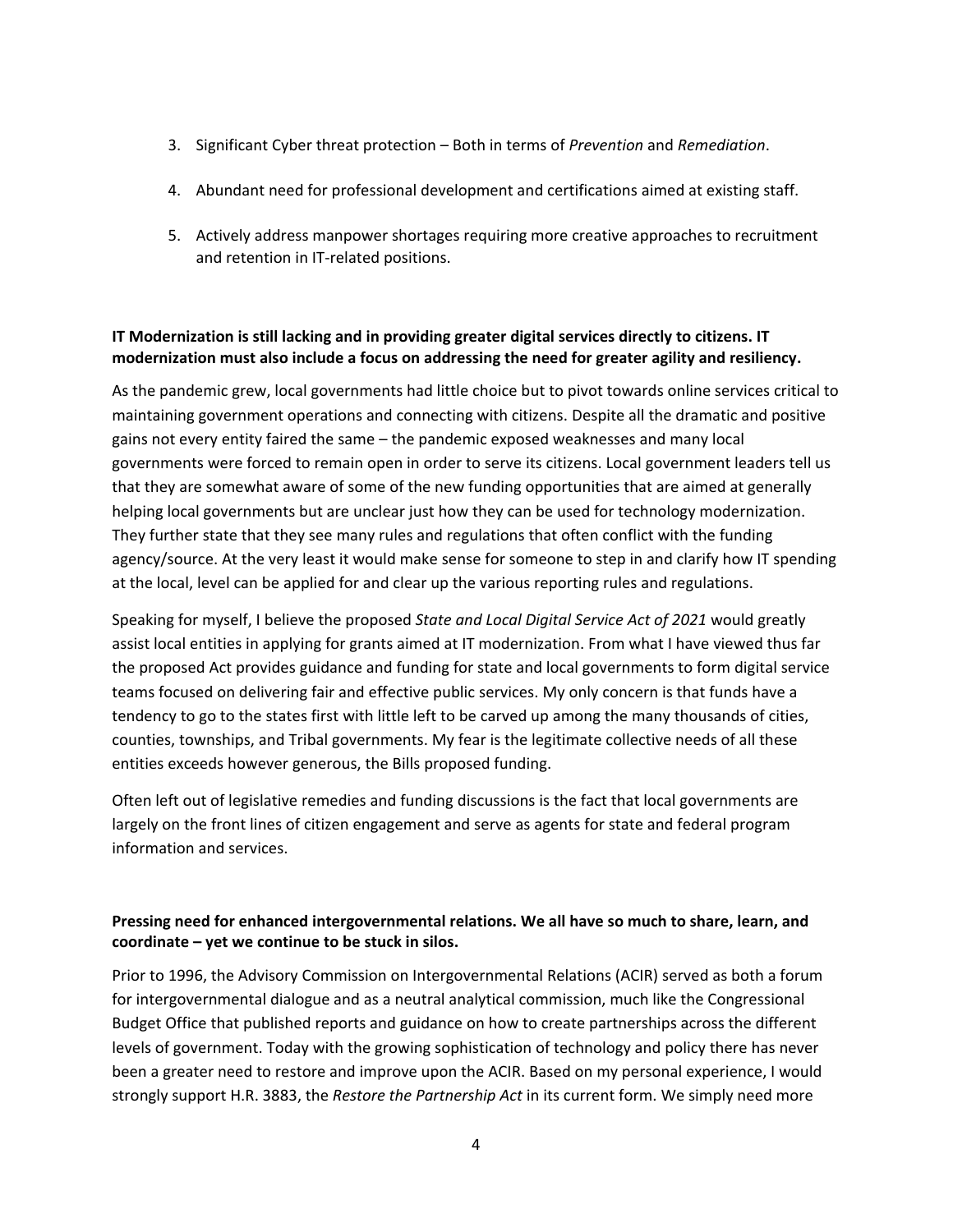3. Significant Cyber threat protection – Both in terms of *Prevention* and *Remediation*.

4. Abundant need for professional development and certifications aimed at existing staff.

5. Actively address manpower shortages requiring more creative approaches to recruitment and retention in IT-related positions.

**IT Modernization is still lacking and in providing greater digital services directly to citizens. IT modernization must also include a focus on addressing the need for greater agility and resiliency.**

As the pandemic grew, local governments had little choice but to pivot towards online services critical to maintaining government operations and connecting with citizens. Despite all the dramatic and positive gains not every entity faired the same – the pandemic exposed weaknesses and many local governments were forced to remain open in order to serve its citizens. Local government leaders tell us that they are somewhat aware of some of the new funding opportunities that are aimed at generally helping local governments but are unclear just how they can be used for technology modernization. They further state that they see many rules and regulations that often conflict with the funding agency/source. At the very least it would make sense for someone to step in and clarify how IT spending at the local, level can be applied for and clear up the various reporting rules and regulations.

Speaking for myself, I believe the proposed *State and Local Digital Service Act of 2021* would greatly assist local entities in applying for grants aimed at IT modernization. From what I have viewed thus far the proposed Act provides guidance and funding for state and local governments to form digital service teams focused on delivering fair and effective public services. My only concern is that funds have a tendency to go to the states first with little left to be carved up among the many thousands of cities, counties, townships, and Tribal governments. My fear is the legitimate collective needs of all these entities exceeds however generous, the Bills proposed funding.

Often left out of legislative remedies and funding discussions is the fact that local governments are largely on the front lines of citizen engagement and serve as agents for state and federal program information and services.

**Pressing need for enhanced intergovernmental relations. We all have so much to share, learn, and coordinate – yet we continue to be stuck in silos.**

Prior to 1996, the Advisory Commission on Intergovernmental Relations (ACIR) served as both a forum for intergovernmental dialogue and as a neutral analytical commission, much like the Congressional Budget Office that published reports and guidance on how to create partnerships across the different levels of government. Today with the growing sophistication of technology and policy there has never been a greater need to restore and improve upon the ACIR. Based on my personal experience, I would strongly support H.R. 3883, the *Restore the Partnership Act* in its current form. We simply need more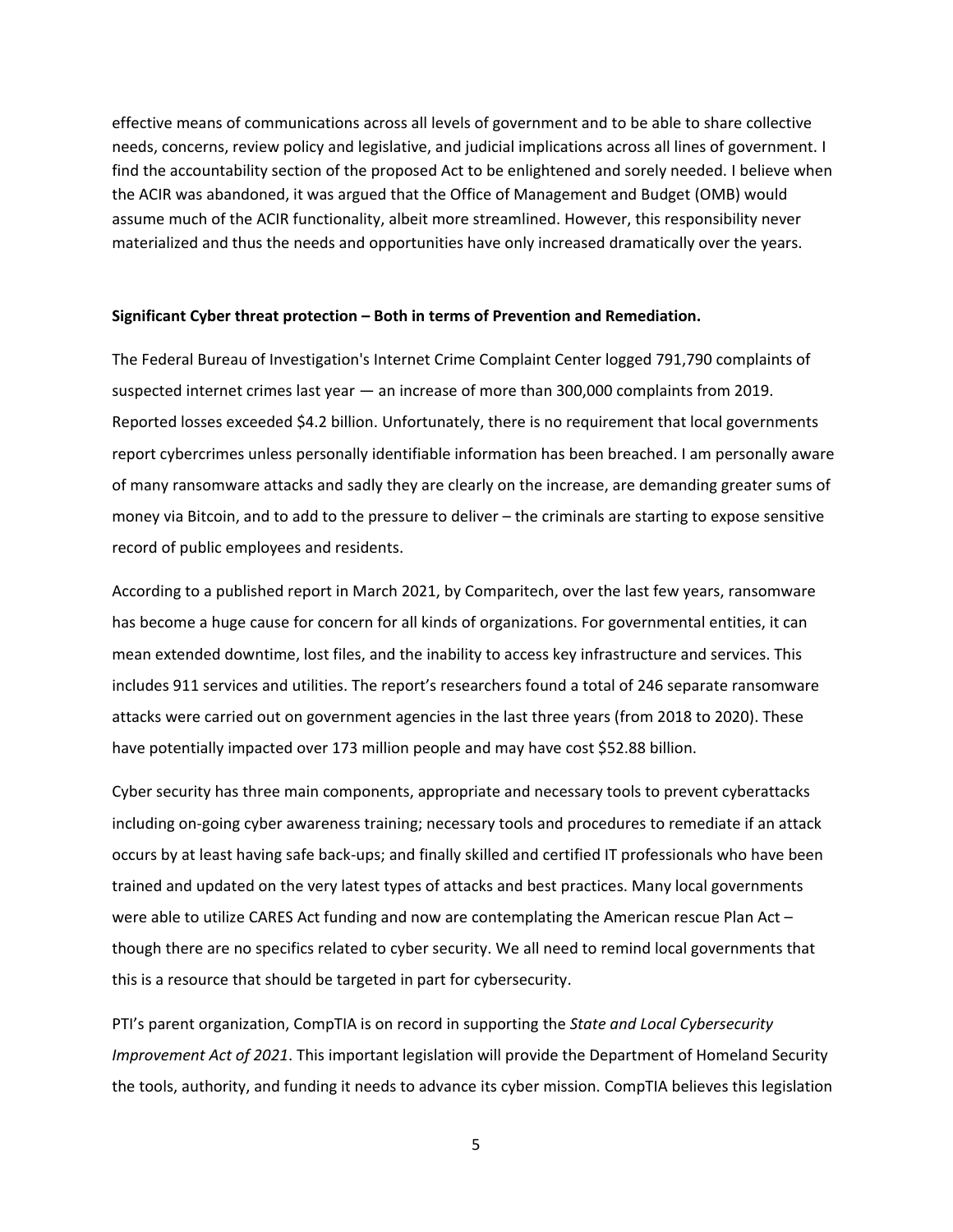effective means of communications across all levels of government and to be able to share collective needs, concerns, review policy and legislative, and judicial implications across all lines of government. I find the accountability section of the proposed Act to be enlightened and sorely needed. I believe when the ACIR was abandoned, it was argued that the Office of Management and Budget (OMB) would assume much of the ACIR functionality, albeit more streamlined. However, this responsibility never materialized and thus the needs and opportunities have only increased dramatically over the years.

**Significant Cyber threat protection – Both in terms of Prevention and Remediation.**

The Federal Bureau of Investigation's Internet Crime Complaint Center logged 791,790 complaints of suspected internet crimes last year — an increase of more than 300,000 complaints from 2019. Reported losses exceeded $4.2 billion. Unfortunately, there is no requirement that local governments report cybercrimes unless personally identifiable information has been breached. I am personally aware of many ransomware attacks and sadly they are clearly on the increase, are demanding greater sums of money via Bitcoin, and to add to the pressure to deliver – the criminals are starting to expose sensitive record of public employees and residents.

According to a published report in March 2021, by Comparitech, over the last few years, ransomware has become a huge cause for concern for all kinds of organizations. For governmental entities, it can mean extended downtime, lost files, and the inability to access key infrastructure and services. This includes 911 services and utilities. The report's researchers found a total of 246 separate ransomware attacks were carried out on government agencies in the last three years (from 2018 to 2020). These have potentially impacted over 173 million people and may have cost $52.88 billion.

Cyber security has three main components, appropriate and necessary tools to prevent cyberattacks including on-going cyber awareness training; necessary tools and procedures to remediate if an attack occurs by at least having safe back-ups; and finally skilled and certified IT professionals who have been trained and updated on the very latest types of attacks and best practices. Many local governments were able to utilize CARES Act funding and now are contemplating the American rescue Plan Act – though there are no specifics related to cyber security. We all need to remind local governments that this is a resource that should be targeted in part for cybersecurity.

PTI's parent organization, CompTIA is on record in supporting the *State and Local Cybersecurity Improvement Act of 2021*. This important legislation will provide the Department of Homeland Security the tools, authority, and funding it needs to advance its cyber mission. CompTIA believes this legislation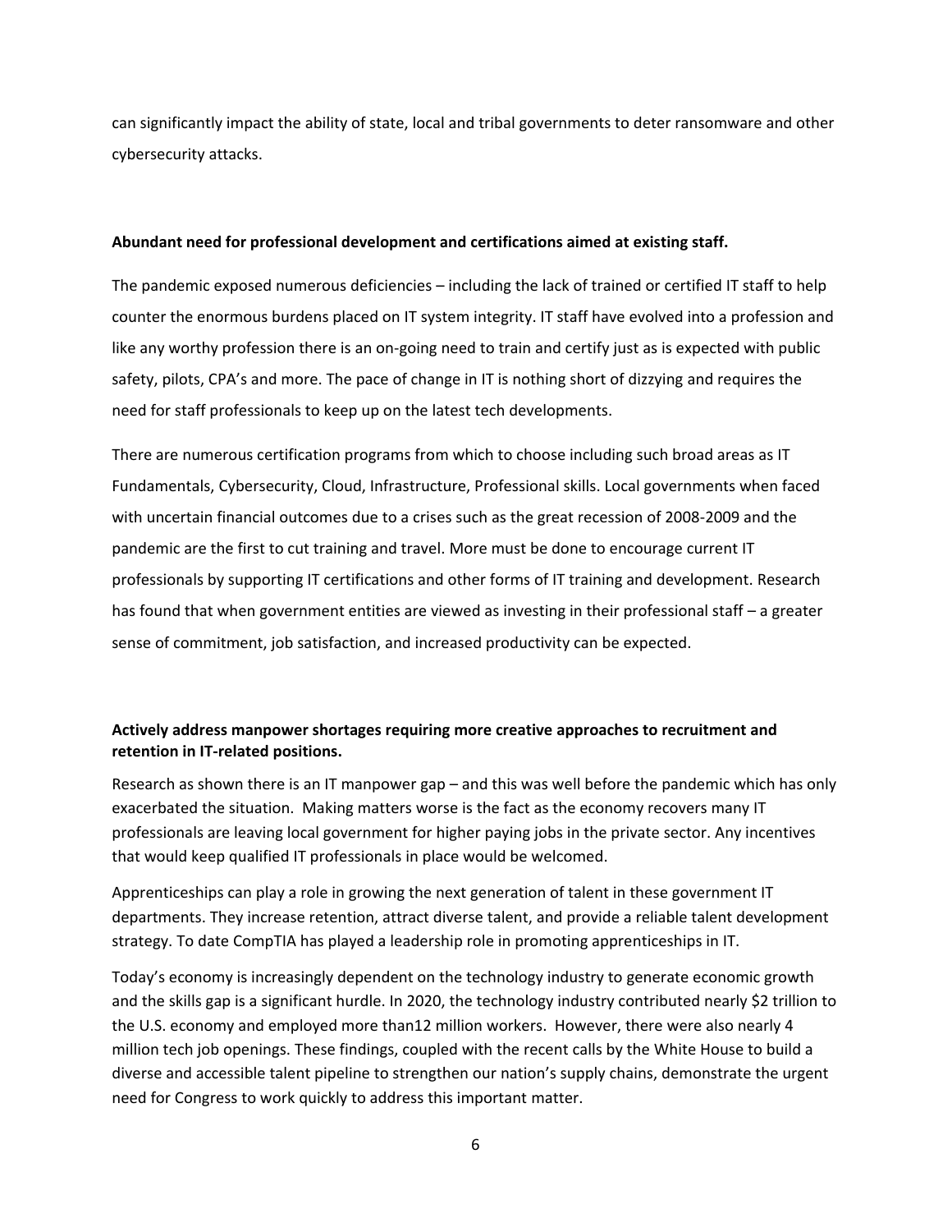can significantly impact the ability of state, local and tribal governments to deter ransomware and other cybersecurity attacks.

**Abundant need for professional development and certifications aimed at existing staff.**

The pandemic exposed numerous deficiencies – including the lack of trained or certified IT staff to help counter the enormous burdens placed on IT system integrity. IT staff have evolved into a profession and like any worthy profession there is an on-going need to train and certify just as is expected with public safety, pilots, CPA's and more. The pace of change in IT is nothing short of dizzying and requires the need for staff professionals to keep up on the latest tech developments.

There are numerous certification programs from which to choose including such broad areas as IT Fundamentals, Cybersecurity, Cloud, Infrastructure, Professional skills. Local governments when faced with uncertain financial outcomes due to a crises such as the great recession of 2008-2009 and the pandemic are the first to cut training and travel. More must be done to encourage current IT professionals by supporting IT certifications and other forms of IT training and development. Research has found that when government entities are viewed as investing in their professional staff – a greater sense of commitment, job satisfaction, and increased productivity can be expected.

**Actively address manpower shortages requiring more creative approaches to recruitment and retention in IT-related positions.**

Research as shown there is an IT manpower gap – and this was well before the pandemic which has only exacerbated the situation. Making matters worse is the fact as the economy recovers many IT professionals are leaving local government for higher paying jobs in the private sector. Any incentives that would keep qualified IT professionals in place would be welcomed.

Apprenticeships can play a role in growing the next generation of talent in these government IT departments. They increase retention, attract diverse talent, and provide a reliable talent development strategy. To date CompTIA has played a leadership role in promoting apprenticeships in IT.

Today's economy is increasingly dependent on the technology industry to generate economic growth and the skills gap is a significant hurdle. In 2020, the technology industry contributed nearly $2 trillion to the U.S. economy and employed more than12 million workers. However, there were also nearly 4 million tech job openings. These findings, coupled with the recent calls by the White House to build a diverse and accessible talent pipeline to strengthen our nation's supply chains, demonstrate the urgent need for Congress to work quickly to address this important matter.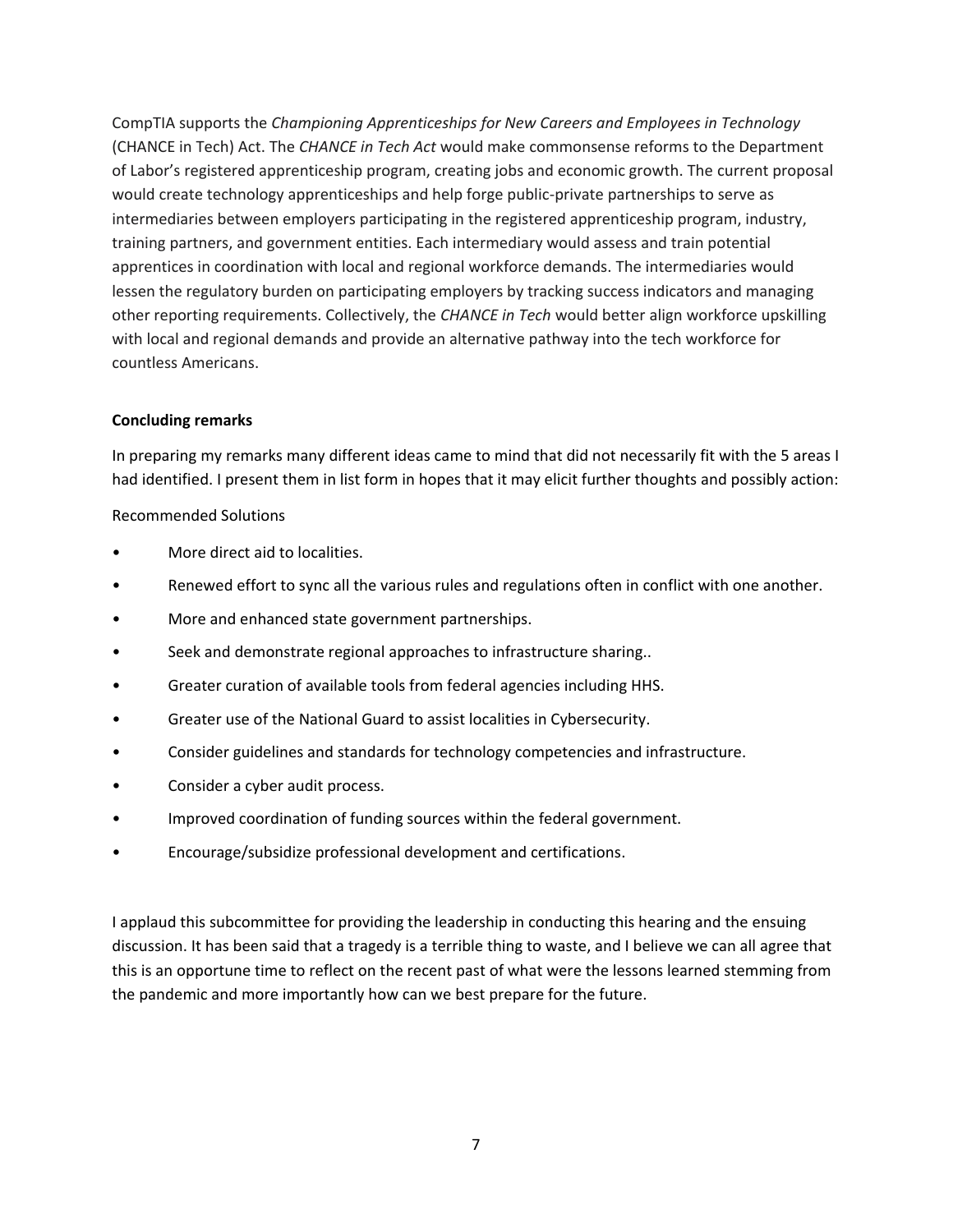CompTIA supports the *Championing Apprenticeships for New Careers and Employees in Technology* (CHANCE in Tech) Act. The *CHANCE in Tech Act* would make commonsense reforms to the Department of Labor's registered apprenticeship program, creating jobs and economic growth. The current proposal would create technology apprenticeships and help forge public-private partnerships to serve as intermediaries between employers participating in the registered apprenticeship program, industry, training partners, and government entities. Each intermediary would assess and train potential apprentices in coordination with local and regional workforce demands. The intermediaries would lessen the regulatory burden on participating employers by tracking success indicators and managing other reporting requirements. Collectively, the *CHANCE in Tech* would better align workforce upskilling with local and regional demands and provide an alternative pathway into the tech workforce for countless Americans.

**Concluding remarks**

In preparing my remarks many different ideas came to mind that did not necessarily fit with the 5 areas I had identified. I present them in list form in hopes that it may elicit further thoughts and possibly action:

Recommended Solutions

- More direct aid to localities.
- Renewed effort to sync all the various rules and regulations often in conflict with one another.
- More and enhanced state government partnerships.
- Seek and demonstrate regional approaches to infrastructure sharing..
- Greater curation of available tools from federal agencies including HHS.
- Greater use of the National Guard to assist localities in Cybersecurity.
- Consider guidelines and standards for technology competencies and infrastructure.
- Consider a cyber audit process.
- Improved coordination of funding sources within the federal government.
- Encourage/subsidize professional development and certifications.

I applaud this subcommittee for providing the leadership in conducting this hearing and the ensuing discussion. It has been said that a tragedy is a terrible thing to waste, and I believe we can all agree that this is an opportune time to reflect on the recent past of what were the lessons learned stemming from the pandemic and more importantly how can we best prepare for the future.